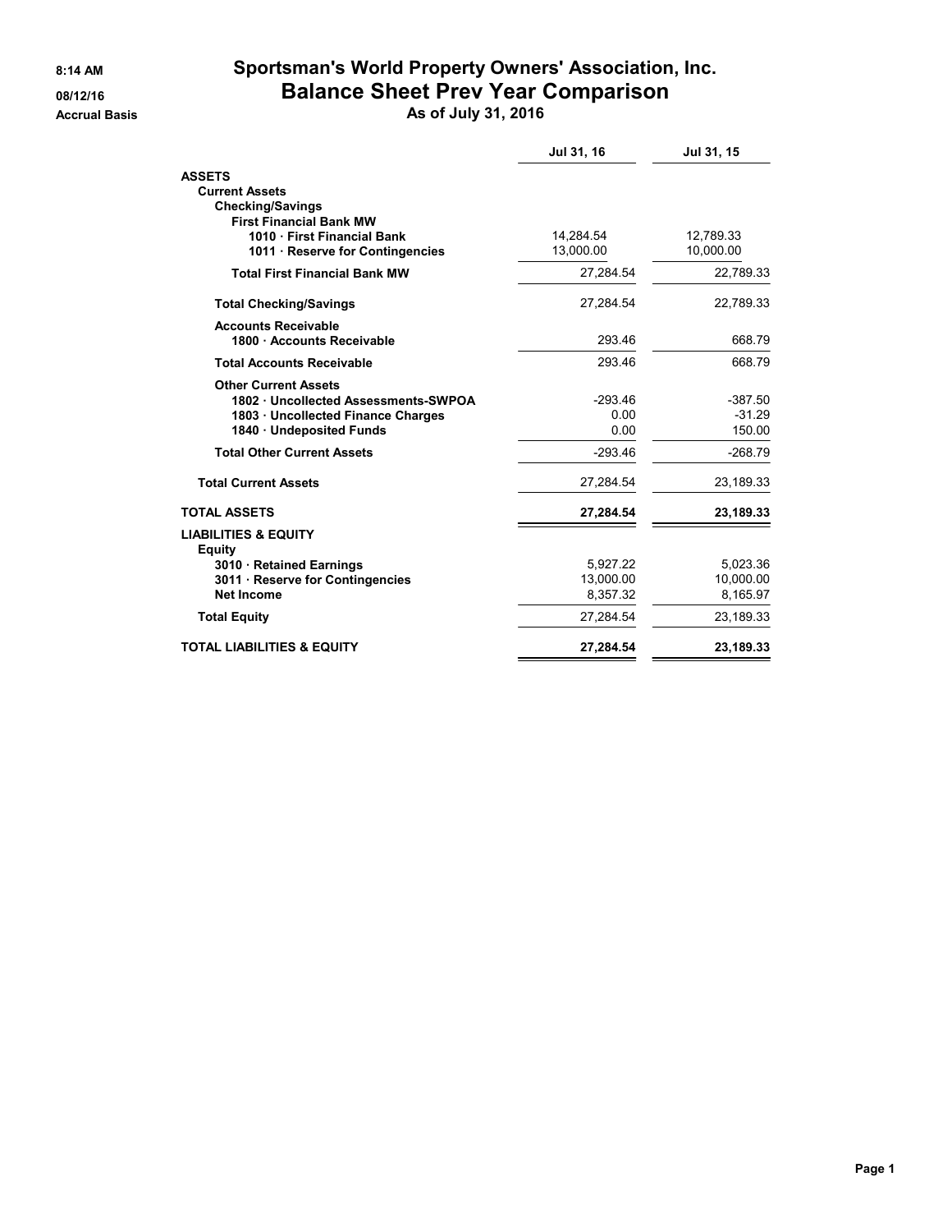8:14 AM
08/12/16
Accrual Basis

# Sportsman's World Property Owners' Association, Inc.
## Balance Sheet Prev Year Comparison
### As of July 31, 2016

| | Jul 31, 16 | Jul 31, 15 |
|---|---|---|
| **ASSETS** | | |
| **Current Assets** | | |
| **Checking/Savings** | | |
| **First Financial Bank MW** | | |
| **1010 · First Financial Bank** | 14,284.54 | 12,789.33 |
| **1011 · Reserve for Contingencies** | 13,000.00 | 10,000.00 |
| **Total First Financial Bank MW** | 27,284.54 | 22,789.33 |
| **Total Checking/Savings** | 27,284.54 | 22,789.33 |
| **Accounts Receivable** | | |
| **1800 · Accounts Receivable** | 293.46 | 668.79 |
| **Total Accounts Receivable** | 293.46 | 668.79 |
| **Other Current Assets** | | |
| **1802 · Uncollected Assessments-SWPOA** | -293.46 | -387.50 |
| **1803 · Uncollected Finance Charges** | 0.00 | -31.29 |
| **1840 · Undeposited Funds** | 0.00 | 150.00 |
| **Total Other Current Assets** | -293.46 | -268.79 |
| **Total Current Assets** | 27,284.54 | 23,189.33 |
| **TOTAL ASSETS** | **27,284.54** | **23,189.33** |
| **LIABILITIES & EQUITY** | | |
| **Equity** | | |
| **3010 · Retained Earnings** | 5,927.22 | 5,023.36 |
| **3011 · Reserve for Contingencies** | 13,000.00 | 10,000.00 |
| **Net Income** | 8,357.32 | 8,165.97 |
| **Total Equity** | 27,284.54 | 23,189.33 |
| **TOTAL LIABILITIES & EQUITY** | **27,284.54** | **23,189.33** |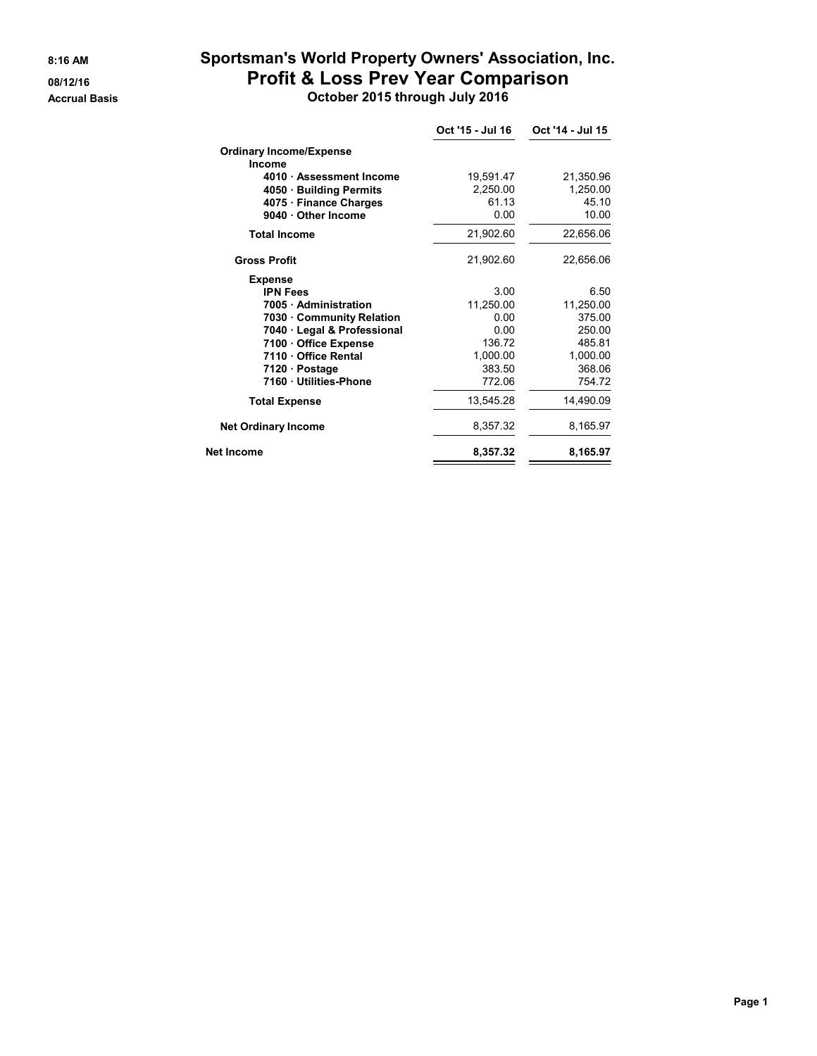8:16 AM
08/12/16
Accrual Basis

# Sportsman's World Property Owners' Association, Inc.
## Profit & Loss Prev Year Comparison
### October 2015 through July 2016

| | Oct '15 - Jul 16 | Oct '14 - Jul 15 |
|---|---|---|
| **Ordinary Income/Expense** | | |
| **Income** | | |
| **4010 · Assessment Income** | 19,591.47 | 21,350.96 |
| **4050 · Building Permits** | 2,250.00 | 1,250.00 |
| **4075 · Finance Charges** | 61.13 | 45.10 |
| **9040 · Other Income** | 0.00 | 10.00 |
| **Total Income** | 21,902.60 | 22,656.06 |
| **Gross Profit** | 21,902.60 | 22,656.06 |
| **Expense** | | |
| **IPN Fees** | 3.00 | 6.50 |
| **7005 · Administration** | 11,250.00 | 11,250.00 |
| **7030 · Community Relation** | 0.00 | 375.00 |
| **7040 · Legal & Professional** | 0.00 | 250.00 |
| **7100 · Office Expense** | 136.72 | 485.81 |
| **7110 · Office Rental** | 1,000.00 | 1,000.00 |
| **7120 · Postage** | 383.50 | 368.06 |
| **7160 · Utilities-Phone** | 772.06 | 754.72 |
| **Total Expense** | 13,545.28 | 14,490.09 |
| **Net Ordinary Income** | 8,357.32 | 8,165.97 |
| **Net Income** | **8,357.32** | **8,165.97** |